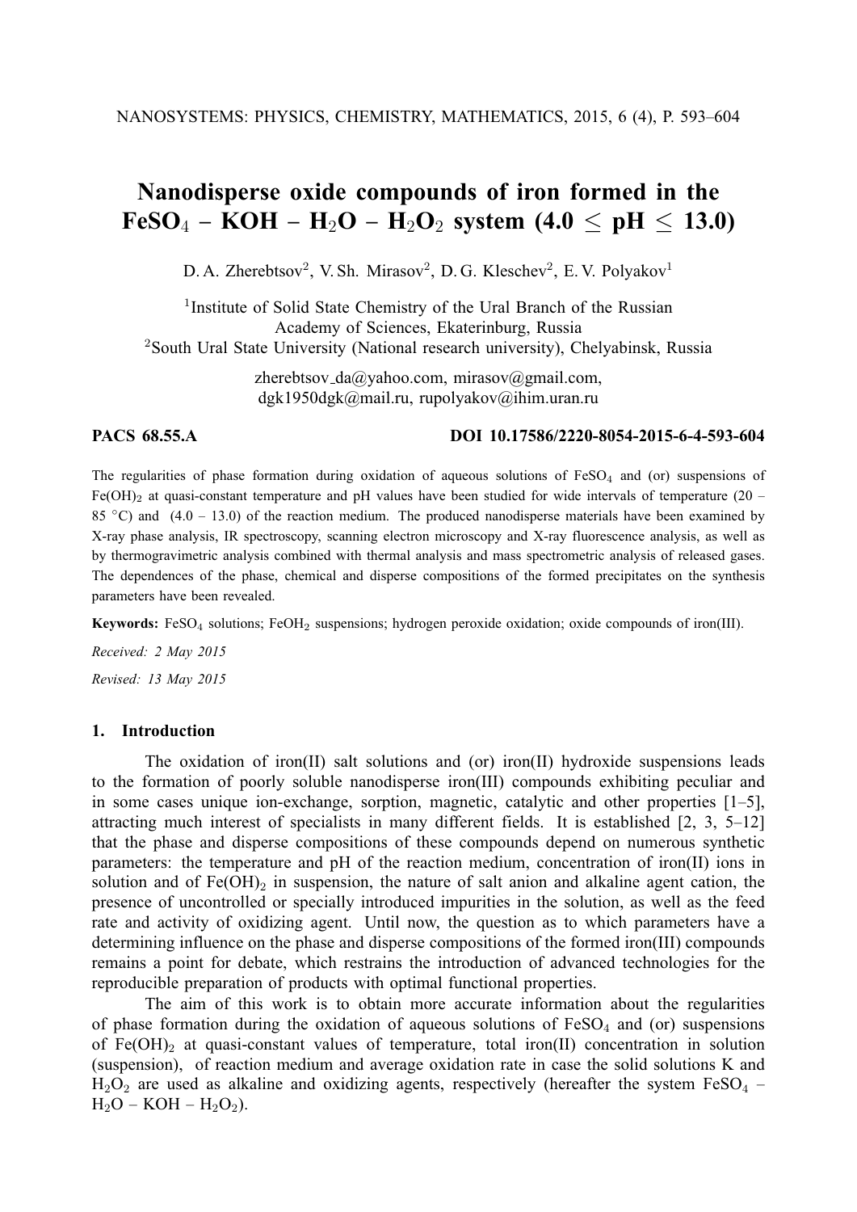# Nanodisperse oxide compounds of iron formed in the $FeSO_4$ – KOH – $H_2O$ – $H_2O_2$ system (4.0 ≤ pH ≤ 13.0)

D. A. Zherebtsov[2], V. Sh. Mirasov[2], D. G. Kleschev[2], E. V. Polyakov[1]

[1]Institute of Solid State Chemistry of the Ural Branch of the Russian Academy of Sciences, Ekaterinburg, Russia

[2]South Ural State University (National research university), Chelyabinsk, Russia

zherebtsov_da@yahoo.com, mirasov@gmail.com, dgk1950dgk@mail.ru, rupolyakov@ihim.uran.ru

**PACS 68.55.A** **DOI 10.17586/2220-8054-2015-6-4-593-604**

The regularities of phase formation during oxidation of aqueous solutions of $FeSO_4$ and (or) suspensions of $Fe(OH)_2$ at quasi-constant temperature and pH values have been studied for wide intervals of temperature (20 – 85 °C) and (4.0 – 13.0) of the reaction medium. The produced nanodisperse materials have been examined by X-ray phase analysis, IR spectroscopy, scanning electron microscopy and X-ray fluorescence analysis, as well as by thermogravimetric analysis combined with thermal analysis and mass spectrometric analysis of released gases. The dependences of the phase, chemical and disperse compositions of the formed precipitates on the synthesis parameters have been revealed.

**Keywords:** $FeSO_4$ solutions; $FeOH_2$ suspensions; hydrogen peroxide oxidation; oxide compounds of iron(III).

*Received: 2 May 2015*

*Revised: 13 May 2015*

## 1. Introduction

The oxidation of iron(II) salt solutions and (or) iron(II) hydroxide suspensions leads to the formation of poorly soluble nanodisperse iron(III) compounds exhibiting peculiar and in some cases unique ion-exchange, sorption, magnetic, catalytic and other properties [1–5], attracting much interest of specialists in many different fields. It is established [2, 3, 5–12] that the phase and disperse compositions of these compounds depend on numerous synthetic parameters: the temperature and pH of the reaction medium, concentration of iron(II) ions in solution and of $Fe(OH)_2$ in suspension, the nature of salt anion and alkaline agent cation, the presence of uncontrolled or specially introduced impurities in the solution, as well as the feed rate and activity of oxidizing agent. Until now, the question as to which parameters have a determining influence on the phase and disperse compositions of the formed iron(III) compounds remains a point for debate, which restrains the introduction of advanced technologies for the reproducible preparation of products with optimal functional properties.

The aim of this work is to obtain more accurate information about the regularities of phase formation during the oxidation of aqueous solutions of $FeSO_4$ and (or) suspensions of $Fe(OH)_2$ at quasi-constant values of temperature, total iron(II) concentration in solution (suspension), of reaction medium and average oxidation rate in case the solid solutions K and $H_2O_2$ are used as alkaline and oxidizing agents, respectively (hereafter the system $FeSO_4$ – $H_2O$ – KOH – $H_2O_2$).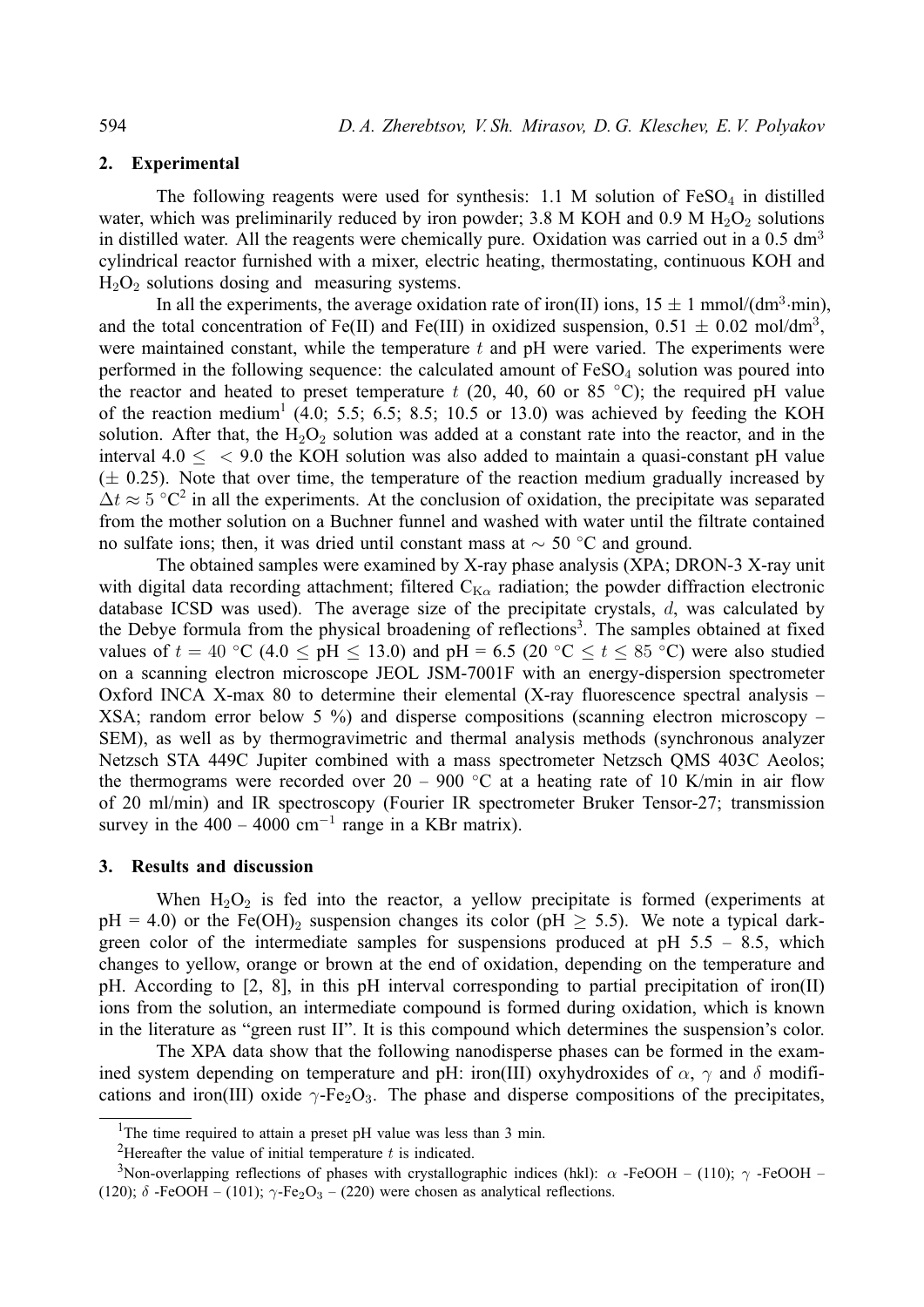## 2. Experimental

The following reagents were used for synthesis: 1.1 M solution of $FeSO_4$ in distilled water, which was preliminarily reduced by iron powder; 3.8 M KOH and 0.9 M $H_2O_2$ solutions in distilled water. All the reagents were chemically pure. Oxidation was carried out in a 0.5 $dm^3$ cylindrical reactor furnished with a mixer, electric heating, thermostating, continuous KOH and $H_2O_2$ solutions dosing and measuring systems.

In all the experiments, the average oxidation rate of iron(II) ions, $15 \pm 1$ mmol/($dm^3 \cdot$min), and the total concentration of Fe(II) and Fe(III) in oxidized suspension, $0.51 \pm 0.02$ mol/$dm^3$, were maintained constant, while the temperature $t$ and pH were varied. The experiments were performed in the following sequence: the calculated amount of $FeSO_4$ solution was poured into the reactor and heated to preset temperature $t$ (20, 40, 60 or 85 °C); the required pH value of the reaction medium[1] (4.0; 5.5; 6.5; 8.5; 10.5 or 13.0) was achieved by feeding the KOH solution. After that, the $H_2O_2$ solution was added at a constant rate into the reactor, and in the interval $4.0 \leq \; < 9.0$ the KOH solution was also added to maintain a quasi-constant pH value ($\pm$ 0.25). Note that over time, the temperature of the reaction medium gradually increased by $\Delta t \approx 5$ °C[2] in all the experiments. At the conclusion of oxidation, the precipitate was separated from the mother solution on a Buchner funnel and washed with water until the filtrate contained no sulfate ions; then, it was dried until constant mass at $\sim 50$ °C and ground.

The obtained samples were examined by X-ray phase analysis (XPA; DRON-3 X-ray unit with digital data recording attachment; filtered $C_{K\alpha}$ radiation; the powder diffraction electronic database ICSD was used). The average size of the precipitate crystals, $d$, was calculated by the Debye formula from the physical broadening of reflections[3]. The samples obtained at fixed values of $t = 40$ °C ($4.0 \leq$ pH $\leq 13.0$) and pH = 6.5 (20 °C $\leq t \leq$ 85 °C) were also studied on a scanning electron microscope JEOL JSM-7001F with an energy-dispersion spectrometer Oxford INCA X-max 80 to determine their elemental (X-ray fluorescence spectral analysis – XSA; random error below 5 %) and disperse compositions (scanning electron microscopy – SEM), as well as by thermogravimetric and thermal analysis methods (synchronous analyzer Netzsch STA 449C Jupiter combined with a mass spectrometer Netzsch QMS 403C Aeolos; the thermograms were recorded over 20 – 900 °C at a heating rate of 10 K/min in air flow of 20 ml/min) and IR spectroscopy (Fourier IR spectrometer Bruker Tensor-27; transmission survey in the 400 – 4000 $cm^{-1}$ range in a KBr matrix).

## 3. Results and discussion

When $H_2O_2$ is fed into the reactor, a yellow precipitate is formed (experiments at pH = 4.0) or the $Fe(OH)_2$ suspension changes its color (pH $\geq$ 5.5). We note a typical dark-green color of the intermediate samples for suspensions produced at pH 5.5 – 8.5, which changes to yellow, orange or brown at the end of oxidation, depending on the temperature and pH. According to [2, 8], in this pH interval corresponding to partial precipitation of iron(II) ions from the solution, an intermediate compound is formed during oxidation, which is known in the literature as "green rust II". It is this compound which determines the suspension's color.

The XPA data show that the following nanodisperse phases can be formed in the examined system depending on temperature and pH: iron(III) oxyhydroxides of $\alpha$, $\gamma$ and $\delta$ modifications and iron(III) oxide $\gamma$-$Fe_2O_3$. The phase and disperse compositions of the precipitates,

---

[1] The time required to attain a preset pH value was less than 3 min.

[2] Hereafter the value of initial temperature $t$ is indicated.

[3] Non-overlapping reflections of phases with crystallographic indices (hkl): $\alpha$ -FeOOH – (110); $\gamma$ -FeOOH – (120); $\delta$ -FeOOH – (101); $\gamma$-$Fe_2O_3$ – (220) were chosen as analytical reflections.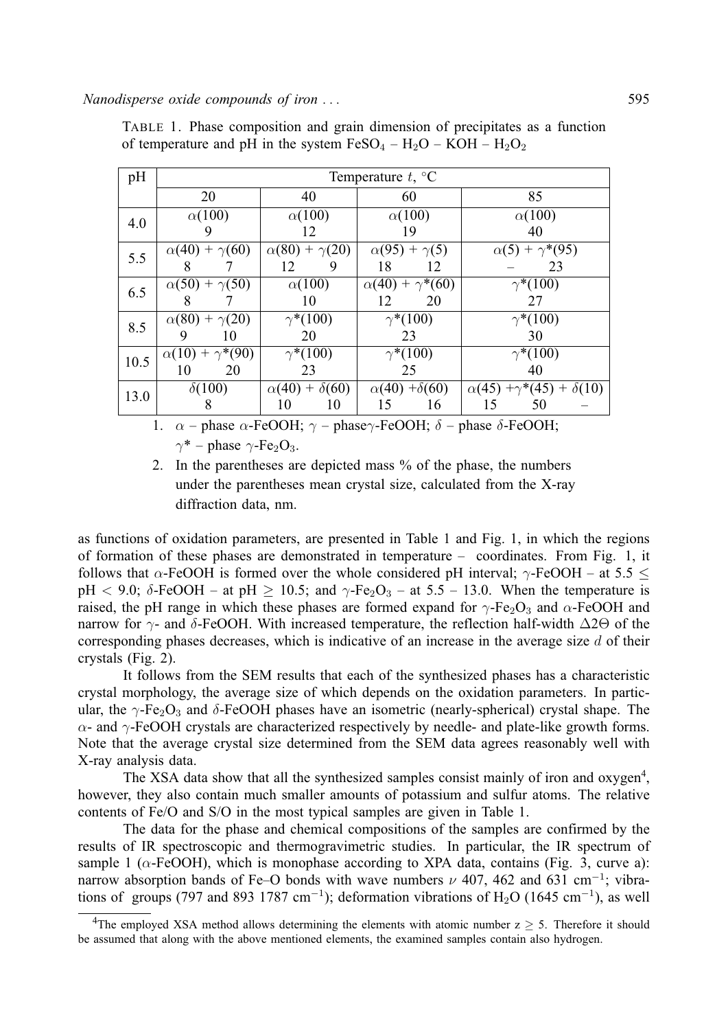TABLE 1. Phase composition and grain dimension of precipitates as a function of temperature and pH in the system $FeSO_4$ – $H_2O$ – KOH – $H_2O_2$

| pH | Temperature $t$, °C | | | |
|---|---|---|---|---|
| | 20 | 40 | 60 | 85 |
| 4.0 | $\alpha$(100)<br>9 | $\alpha$(100)<br>12 | $\alpha$(100)<br>19 | $\alpha$(100)<br>40 |
| 5.5 | $\alpha$(40) + $\gamma$(60)<br>8 7 | $\alpha$(80) + $\gamma$(20)<br>12 9 | $\alpha$(95) + $\gamma$(5)<br>18 12 | $\alpha$(5) + $\gamma$*(95)<br>– 23 |
| 6.5 | $\alpha$(50) + $\gamma$(50)<br>8 7 | $\alpha$(100)<br>10 | $\alpha$(40) + $\gamma$*(60)<br>12 20 | $\gamma$*(100)<br>27 |
| 8.5 | $\alpha$(80) + $\gamma$(20)<br>9 10 | $\gamma$*(100)<br>20 | $\gamma$*(100)<br>23 | $\gamma$*(100)<br>30 |
| 10.5 | $\alpha$(10) + $\gamma$*(90)<br>10 20 | $\gamma$*(100)<br>23 | $\gamma$*(100)<br>25 | $\gamma$*(100)<br>40 |
| 13.0 | $\delta$(100)<br>8 | $\alpha$(40) + $\delta$(60)<br>10 10 | $\alpha$(40) +$\delta$(60)<br>15 16 | $\alpha$(45) +$\gamma$*(45) + $\delta$(10)<br>15 50 – |

1. $\alpha$ – phase $\alpha$-FeOOH; $\gamma$ – phase $\gamma$-FeOOH; $\delta$ – phase $\delta$-FeOOH; $\gamma$* – phase $\gamma$-$Fe_2O_3$.
2. In the parentheses are depicted mass % of the phase, the numbers under the parentheses mean crystal size, calculated from the X-ray diffraction data, nm.

as functions of oxidation parameters, are presented in Table 1 and Fig. 1, in which the regions of formation of these phases are demonstrated in temperature – coordinates. From Fig. 1, it follows that $\alpha$-FeOOH is formed over the whole considered pH interval; $\gamma$-FeOOH – at $5.5 \leq \text{pH} < 9.0$; $\delta$-FeOOH – at $\text{pH} \geq 10.5$; and $\gamma$-$Fe_2O_3$ – at 5.5 – 13.0. When the temperature is raised, the pH range in which these phases are formed expand for $\gamma$-$Fe_2O_3$ and $\alpha$-FeOOH and narrow for $\gamma$- and $\delta$-FeOOH. With increased temperature, the reflection half-width $\Delta 2\Theta$ of the corresponding phases decreases, which is indicative of an increase in the average size $d$ of their crystals (Fig. 2).

It follows from the SEM results that each of the synthesized phases has a characteristic crystal morphology, the average size of which depends on the oxidation parameters. In particular, the $\gamma$-$Fe_2O_3$ and $\delta$-FeOOH phases have an isometric (nearly-spherical) crystal shape. The $\alpha$- and $\gamma$-FeOOH crystals are characterized respectively by needle- and plate-like growth forms. Note that the average crystal size determined from the SEM data agrees reasonably well with X-ray analysis data.

The XSA data show that all the synthesized samples consist mainly of iron and oxygen[4], however, they also contain much smaller amounts of potassium and sulfur atoms. The relative contents of Fe/O and S/O in the most typical samples are given in Table 1.

The data for the phase and chemical compositions of the samples are confirmed by the results of IR spectroscopic and thermogravimetric studies. In particular, the IR spectrum of sample 1 ($\alpha$-FeOOH), which is monophase according to XPA data, contains (Fig. 3, curve a): narrow absorption bands of Fe–O bonds with wave numbers $\nu$ 407, 462 and 631 $cm^{-1}$; vibrations of groups (797 and 893 1787 $cm^{-1}$); deformation vibrations of $H_2O$ (1645 $cm^{-1}$), as well

[4]The employed XSA method allows determining the elements with atomic number $z \geq 5$. Therefore it should be assumed that along with the above mentioned elements, the examined samples contain also hydrogen.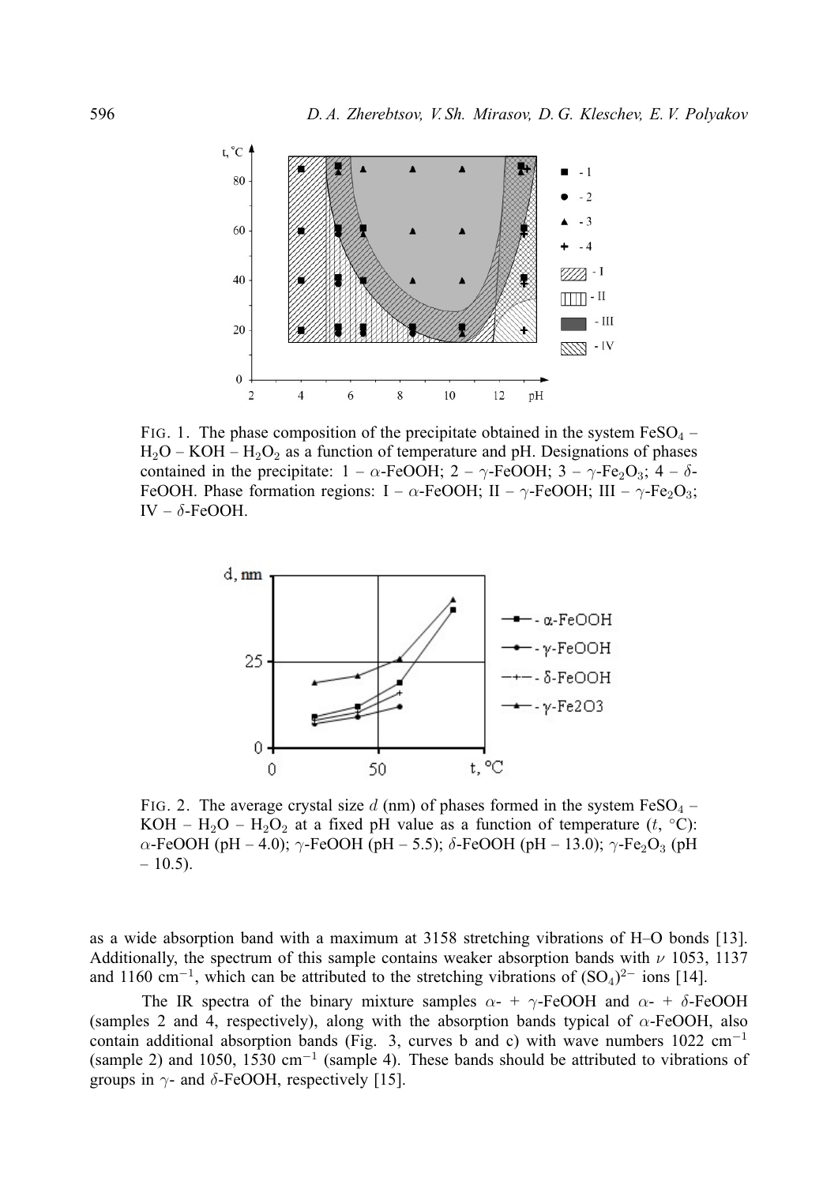FIG. 1. The phase composition of the precipitate obtained in the system $FeSO_4$ – $H_2O$ – KOH – $H_2O_2$ as a function of temperature and pH. Designations of phases contained in the precipitate: 1 – $\alpha$-FeOOH; 2 – $\gamma$-FeOOH; 3 – $\gamma$-$Fe_2O_3$; 4 – $\delta$-FeOOH. Phase formation regions: I – $\alpha$-FeOOH; II – $\gamma$-FeOOH; III – $\gamma$-$Fe_2O_3$; IV – $\delta$-FeOOH.

FIG. 2. The average crystal size $d$ (nm) of phases formed in the system $FeSO_4$ – KOH – $H_2O$ – $H_2O_2$ at a fixed pH value as a function of temperature ($t$, °C): $\alpha$-FeOOH (pH – 4.0); $\gamma$-FeOOH (pH – 5.5); $\delta$-FeOOH (pH – 13.0); $\gamma$-$Fe_2O_3$ (pH – 10.5).

as a wide absorption band with a maximum at 3158 stretching vibrations of H–O bonds [13]. Additionally, the spectrum of this sample contains weaker absorption bands with $\nu$ 1053, 1137 and 1160 $cm^{-1}$, which can be attributed to the stretching vibrations of $(SO_4)^{2-}$ ions [14].

The IR spectra of the binary mixture samples $\alpha$- + $\gamma$-FeOOH and $\alpha$- + $\delta$-FeOOH (samples 2 and 4, respectively), along with the absorption bands typical of $\alpha$-FeOOH, also contain additional absorption bands (Fig. 3, curves b and c) with wave numbers 1022 $cm^{-1}$ (sample 2) and 1050, 1530 $cm^{-1}$ (sample 4). These bands should be attributed to vibrations of groups in $\gamma$- and $\delta$-FeOOH, respectively [15].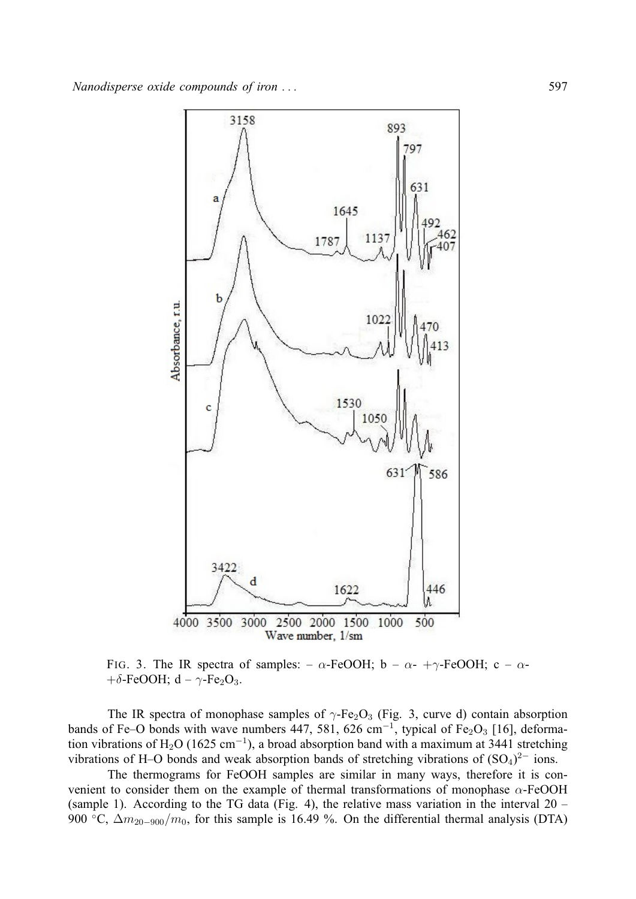FIG. 3. The IR spectra of samples: – $\alpha$-FeOOH; b – $\alpha$- +$\gamma$-FeOOH; c – $\alpha$- +$\delta$-FeOOH; d – $\gamma$-$Fe_2O_3$.

The IR spectra of monophase samples of $\gamma$-$Fe_2O_3$ (Fig. 3, curve d) contain absorption bands of Fe–O bonds with wave numbers 447, 581, 626 $cm^{-1}$, typical of $Fe_2O_3$ [16], deformation vibrations of $H_2O$ (1625 $cm^{-1}$), a broad absorption band with a maximum at 3441 stretching vibrations of H–O bonds and weak absorption bands of stretching vibrations of $(SO_4)^{2-}$ ions.

The thermograms for FeOOH samples are similar in many ways, therefore it is convenient to consider them on the example of thermal transformations of monophase $\alpha$-FeOOH (sample 1). According to the TG data (Fig. 4), the relative mass variation in the interval 20 – 900 °C, $\Delta m_{20-900}/m_0$, for this sample is 16.49 %. On the differential thermal analysis (DTA)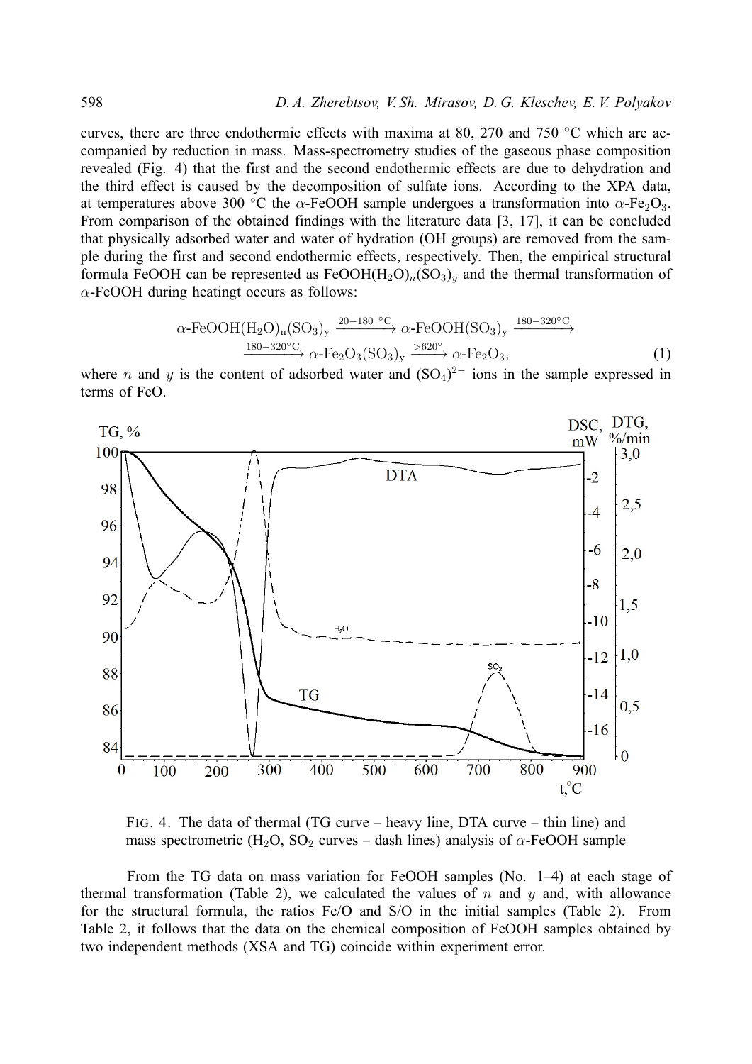curves, there are three endothermic effects with maxima at 80, 270 and 750 °C which are accompanied by reduction in mass. Mass-spectrometry studies of the gaseous phase composition revealed (Fig. 4) that the first and the second endothermic effects are due to dehydration and the third effect is caused by the decomposition of sulfate ions. According to the XPA data, at temperatures above 300 °C the $\alpha$-FeOOH sample undergoes a transformation into $\alpha$-$Fe_2O_3$. From comparison of the obtained findings with the literature data [3, 17], it can be concluded that physically adsorbed water and water of hydration (OH groups) are removed from the sample during the first and second endothermic effects, respectively. Then, the empirical structural formula FeOOH can be represented as $FeOOH(H_2O)_n(SO_3)_y$ and the thermal transformation of $\alpha$-FeOOH during heatingt occurs as follows:

$$\alpha\text{-FeOOH(H}_2\text{O)}_n\text{(SO}_3\text{)}_y \xrightarrow{20-180\ ^\circ\text{C}} \alpha\text{-FeOOH(SO}_3\text{)}_y \xrightarrow{180-320^\circ\text{C}} \xrightarrow{180-320^\circ\text{C}} \alpha\text{-Fe}_2\text{O}_3\text{(SO}_3\text{)}_y \xrightarrow{>620^\circ} \alpha\text{-Fe}_2\text{O}_3, \quad (1)$$

where $n$ and $y$ is the content of adsorbed water and $(SO_4)^{2-}$ ions in the sample expressed in terms of FeO.

FIG. 4. The data of thermal (TG curve – heavy line, DTA curve – thin line) and mass spectrometric ($H_2O$, $SO_2$ curves – dash lines) analysis of $\alpha$-FeOOH sample

From the TG data on mass variation for FeOOH samples (No. 1–4) at each stage of thermal transformation (Table 2), we calculated the values of $n$ and $y$ and, with allowance for the structural formula, the ratios Fe/O and S/O in the initial samples (Table 2). From Table 2, it follows that the data on the chemical composition of FeOOH samples obtained by two independent methods (XSA and TG) coincide within experiment error.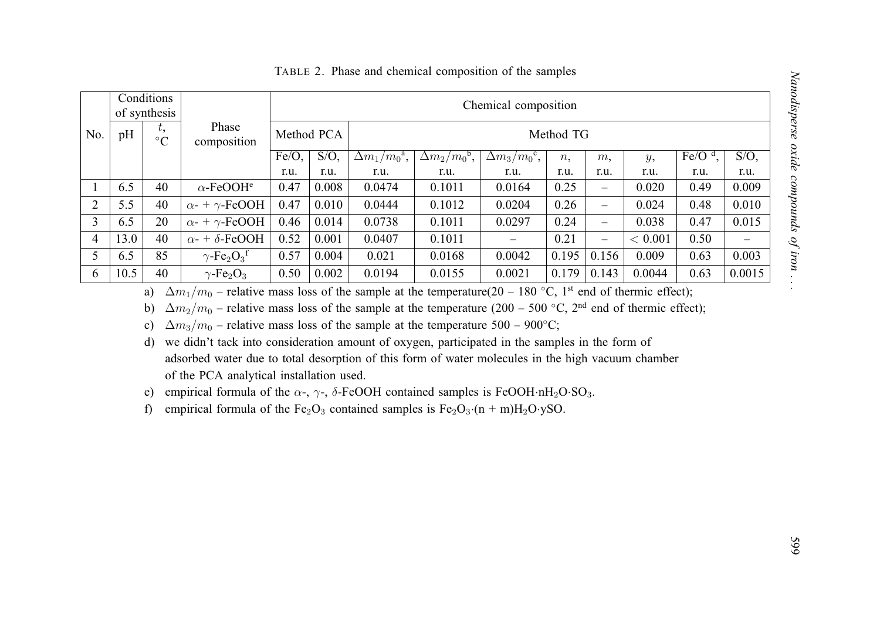TABLE 2. Phase and chemical composition of the samples

| No. | Conditions of synthesis | | Phase composition | Chemical composition | | | | | | | | | |
|---|---|---|---|---|---|---|---|---|---|---|---|---|---|
| | pH | $t$, °C | | Method PCA | | Method TG | | | | | | | |
| | | | | Fe/O, r.u. | S/O, r.u. | $\Delta m_1/m_0$[a], r.u. | $\Delta m_2/m_0$[b], r.u. | $\Delta m_3/m_0$[c], r.u. | $n$, r.u. | $m$, r.u. | $y$, r.u. | Fe/O [d], r.u. | S/O, r.u. |
| 1 | 6.5 | 40 | $\alpha$-FeOOH[e] | 0.47 | 0.008 | 0.0474 | 0.1011 | 0.0164 | 0.25 | – | 0.020 | 0.49 | 0.009 |
| 2 | 5.5 | 40 | $\alpha$- + $\gamma$-FeOOH | 0.47 | 0.010 | 0.0444 | 0.1012 | 0.0204 | 0.26 | – | 0.024 | 0.48 | 0.010 |
| 3 | 6.5 | 20 | $\alpha$- + $\gamma$-FeOOH | 0.46 | 0.014 | 0.0738 | 0.1011 | 0.0297 | 0.24 | – | 0.038 | 0.47 | 0.015 |
| 4 | 13.0 | 40 | $\alpha$- + $\delta$-FeOOH | 0.52 | 0.001 | 0.0407 | 0.1011 | – | 0.21 | – | $< 0.001$ | 0.50 | – |
| 5 | 6.5 | 85 | $\gamma$-$Fe_2O_3$[f] | 0.57 | 0.004 | 0.021 | 0.0168 | 0.0042 | 0.195 | 0.156 | 0.009 | 0.63 | 0.003 |
| 6 | 10.5 | 40 | $\gamma$-$Fe_2O_3$ | 0.50 | 0.002 | 0.0194 | 0.0155 | 0.0021 | 0.179 | 0.143 | 0.0044 | 0.63 | 0.0015 |

a) $\Delta m_1/m_0$ – relative mass loss of the sample at the temperature(20 – 180 °C, 1st end of thermic effect);

b) $\Delta m_2/m_0$ – relative mass loss of the sample at the temperature (200 – 500 °C, 2nd end of thermic effect);

c) $\Delta m_3/m_0$ – relative mass loss of the sample at the temperature 500 – 900°C;

d) we didn't tack into consideration amount of oxygen, participated in the samples in the form of adsorbed water due to total desorption of this form of water molecules in the high vacuum chamber of the PCA analytical installation used.

e) empirical formula of the $\alpha$-, $\gamma$-, $\delta$-FeOOH contained samples is $FeOOH{\cdot}nH_2O{\cdot}SO_3$.

f) empirical formula of the $Fe_2O_3$ contained samples is $Fe_2O_3{\cdot}(n + m)H_2O{\cdot}ySO$.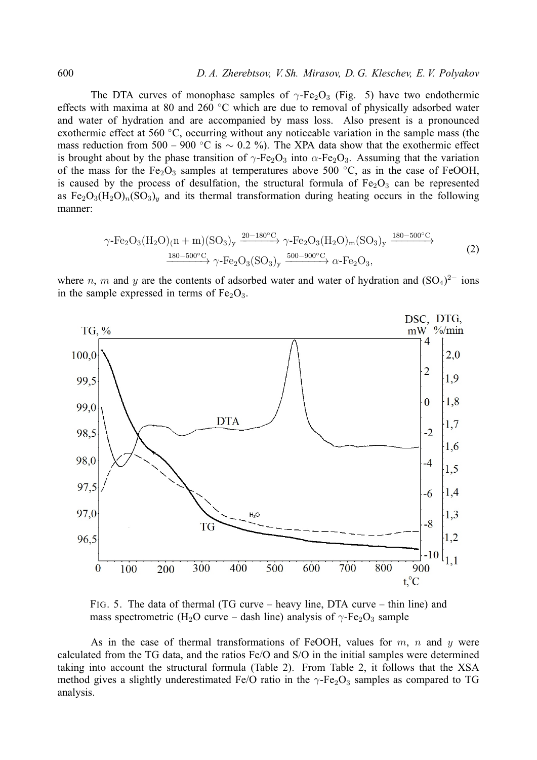The DTA curves of monophase samples of $\gamma$-$Fe_2O_3$ (Fig. 5) have two endothermic effects with maxima at 80 and 260 °C which are due to removal of physically adsorbed water and water of hydration and are accompanied by mass loss. Also present is a pronounced exothermic effect at 560 °C, occurring without any noticeable variation in the sample mass (the mass reduction from 500 – 900 °C is $\sim 0.2$ %). The XPA data show that the exothermic effect is brought about by the phase transition of $\gamma$-$Fe_2O_3$ into $\alpha$-$Fe_2O_3$. Assuming that the variation of the mass for the $Fe_2O_3$ samples at temperatures above 500 °C, as in the case of FeOOH, is caused by the process of desulfation, the structural formula of $Fe_2O_3$ can be represented as $Fe_2O_3(H_2O)_n(SO_3)_y$ and its thermal transformation during heating occurs in the following manner:

$$\gamma\text{-}Fe_2O_3(H_2O)(n+m)(SO_3)_y \xrightarrow{20-180^\circ C} \gamma\text{-}Fe_2O_3(H_2O)_m(SO_3)_y \xrightarrow{180-500^\circ C} \xrightarrow{180-500^\circ C} \gamma\text{-}Fe_2O_3(SO_3)_y \xrightarrow{500-900^\circ C} \alpha\text{-}Fe_2O_3, \tag{2}$$

where $n$, $m$ and $y$ are the contents of adsorbed water and water of hydration and $(SO_4)^{2-}$ ions in the sample expressed in terms of $Fe_2O_3$.

FIG. 5. The data of thermal (TG curve – heavy line, DTA curve – thin line) and mass spectrometric ($H_2O$ curve – dash line) analysis of $\gamma$-$Fe_2O_3$ sample

As in the case of thermal transformations of FeOOH, values for $m$, $n$ and $y$ were calculated from the TG data, and the ratios Fe/O and S/O in the initial samples were determined taking into account the structural formula (Table 2). From Table 2, it follows that the XSA method gives a slightly underestimated Fe/O ratio in the $\gamma$-$Fe_2O_3$ samples as compared to TG analysis.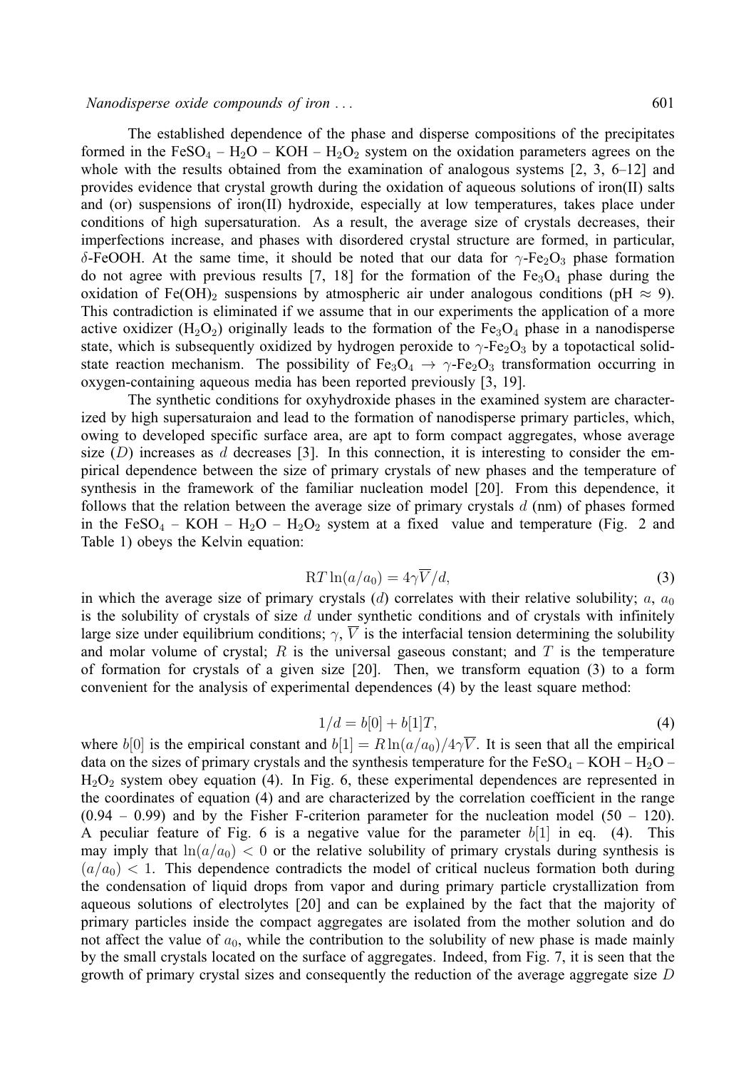The established dependence of the phase and disperse compositions of the precipitates formed in the $FeSO_4$ – $H_2O$ – KOH – $H_2O_2$ system on the oxidation parameters agrees on the whole with the results obtained from the examination of analogous systems [2, 3, 6–12] and provides evidence that crystal growth during the oxidation of aqueous solutions of iron(II) salts and (or) suspensions of iron(II) hydroxide, especially at low temperatures, takes place under conditions of high supersaturation. As a result, the average size of crystals decreases, their imperfections increase, and phases with disordered crystal structure are formed, in particular, $\delta$-FeOOH. At the same time, it should be noted that our data for $\gamma$-$Fe_2O_3$ phase formation do not agree with previous results [7, 18] for the formation of the $Fe_3O_4$ phase during the oxidation of $Fe(OH)_2$ suspensions by atmospheric air under analogous conditions (pH $\approx$ 9). This contradiction is eliminated if we assume that in our experiments the application of a more active oxidizer ($H_2O_2$) originally leads to the formation of the $Fe_3O_4$ phase in a nanodisperse state, which is subsequently oxidized by hydrogen peroxide to $\gamma$-$Fe_2O_3$ by a topotactical solid-state reaction mechanism. The possibility of $Fe_3O_4 \rightarrow \gamma$-$Fe_2O_3$ transformation occurring in oxygen-containing aqueous media has been reported previously [3, 19].

The synthetic conditions for oxyhydroxide phases in the examined system are characterized by high supersaturaion and lead to the formation of nanodisperse primary particles, which, owing to developed specific surface area, are apt to form compact aggregates, whose average size ($D$) increases as $d$ decreases [3]. In this connection, it is interesting to consider the empirical dependence between the size of primary crystals of new phases and the temperature of synthesis in the framework of the familiar nucleation model [20]. From this dependence, it follows that the relation between the average size of primary crystals $d$ (nm) of phases formed in the $FeSO_4$ – KOH – $H_2O$ – $H_2O_2$ system at a fixed value and temperature (Fig. 2 and Table 1) obeys the Kelvin equation:

$$\mathrm{R}T \ln(a/a_0) = 4\gamma\overline{V}/d, \tag{3}$$

in which the average size of primary crystals ($d$) correlates with their relative solubility; $a$, $a_0$ is the solubility of crystals of size $d$ under synthetic conditions and of crystals with infinitely large size under equilibrium conditions; $\gamma$, $\overline{V}$ is the interfacial tension determining the solubility and molar volume of crystal; $R$ is the universal gaseous constant; and $T$ is the temperature of formation for crystals of a given size [20]. Then, we transform equation (3) to a form convenient for the analysis of experimental dependences (4) by the least square method:

$$1/d = b[0] + b[1]T, \tag{4}$$

where $b[0]$ is the empirical constant and $b[1] = R\ln(a/a_0)/4\gamma\overline{V}$. It is seen that all the empirical data on the sizes of primary crystals and the synthesis temperature for the $FeSO_4$ – KOH – $H_2O$ – $H_2O_2$ system obey equation (4). In Fig. 6, these experimental dependences are represented in the coordinates of equation (4) and are characterized by the correlation coefficient in the range (0.94 – 0.99) and by the Fisher F-criterion parameter for the nucleation model (50 – 120). A peculiar feature of Fig. 6 is a negative value for the parameter $b[1]$ in eq. (4). This may imply that $\ln(a/a_0) < 0$ or the relative solubility of primary crystals during synthesis is $(a/a_0) < 1$. This dependence contradicts the model of critical nucleus formation both during the condensation of liquid drops from vapor and during primary particle crystallization from aqueous solutions of electrolytes [20] and can be explained by the fact that the majority of primary particles inside the compact aggregates are isolated from the mother solution and do not affect the value of $a_0$, while the contribution to the solubility of new phase is made mainly by the small crystals located on the surface of aggregates. Indeed, from Fig. 7, it is seen that the growth of primary crystal sizes and consequently the reduction of the average aggregate size $D$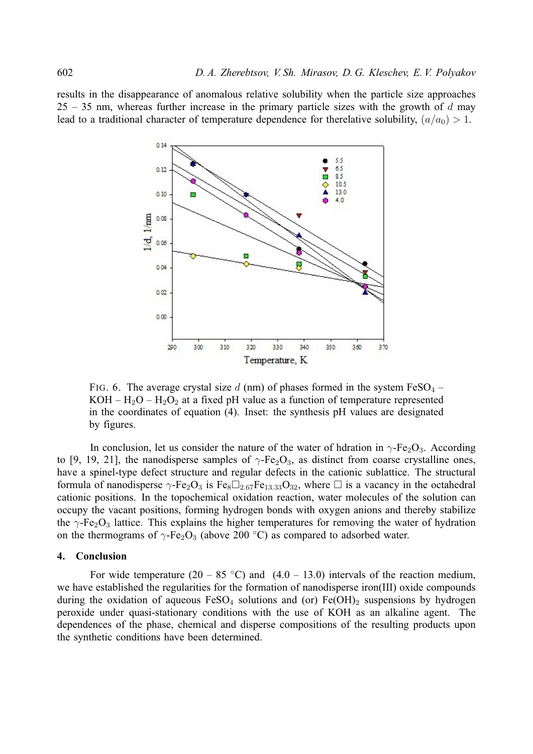results in the disappearance of anomalous relative solubility when the particle size approaches 25 – 35 nm, whereas further increase in the primary particle sizes with the growth of $d$ may lead to a traditional character of temperature dependence for therelative solubility, $(a/a_0) > 1$.

FIG. 6. The average crystal size $d$ (nm) of phases formed in the system $FeSO_4$ – $KOH$ – $H_2O$ – $H_2O_2$ at a fixed pH value as a function of temperature represented in the coordinates of equation (4). Inset: the synthesis pH values are designated by figures.

In conclusion, let us consider the nature of the water of hdration in $\gamma$-$Fe_2O_3$. According to [9, 19, 21], the nanodisperse samples of $\gamma$-$Fe_2O_3$, as distinct from coarse crystalline ones, have a spinel-type defect structure and regular defects in the cationic sublattice. The structural formula of nanodisperse $\gamma$-$Fe_2O_3$ is $Fe_8\square_{2.67}Fe_{13.33}O_{32}$, where $\square$ is a vacancy in the octahedral cationic positions. In the topochemical oxidation reaction, water molecules of the solution can occupy the vacant positions, forming hydrogen bonds with oxygen anions and thereby stabilize the $\gamma$-$Fe_2O_3$ lattice. This explains the higher temperatures for removing the water of hydration on the thermograms of $\gamma$-$Fe_2O_3$ (above 200 °C) as compared to adsorbed water.

## 4. Conclusion

For wide temperature (20 – 85 °C) and (4.0 – 13.0) intervals of the reaction medium, we have established the regularities for the formation of nanodisperse iron(III) oxide compounds during the oxidation of aqueous $FeSO_4$ solutions and (or) $Fe(OH)_2$ suspensions by hydrogen peroxide under quasi-stationary conditions with the use of KOH as an alkaline agent. The dependences of the phase, chemical and disperse compositions of the resulting products upon the synthetic conditions have been determined.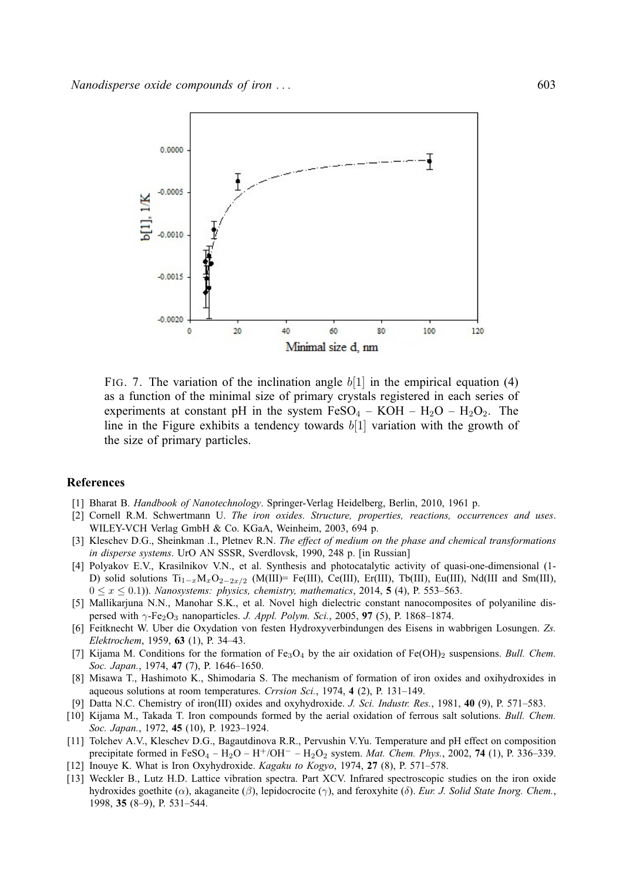FIG. 7. The variation of the inclination angle $b[1]$ in the empirical equation (4) as a function of the minimal size of primary crystals registered in each series of experiments at constant pH in the system $FeSO_4$ – KOH – $H_2O$ – $H_2O_2$. The line in the Figure exhibits a tendency towards $b[1]$ variation with the growth of the size of primary particles.

## References

[1] Bharat B. *Handbook of Nanotechnology*. Springer-Verlag Heidelberg, Berlin, 2010, 1961 p.

[2] Cornell R.M. Schwertmann U. *The iron oxides. Structure, properties, reactions, occurrences and uses*. WILEY-VCH Verlag GmbH & Co. KGaA, Weinheim, 2003, 694 p.

[3] Kleschev D.G., Sheinkman .I., Pletnev R.N. *The effect of medium on the phase and chemical transformations in disperse systems*. UrO AN SSSR, Sverdlovsk, 1990, 248 p. [in Russian]

[4] Polyakov E.V., Krasilnikov V.N., et al. Synthesis and photocatalytic activity of quasi-one-dimensional (1-D) solid solutions $Ti_{1-x}M_xO_{2-2x/2}$ (M(III)= Fe(III), Ce(III), Er(III), Tb(III), Eu(III), Nd(III and Sm(III), $0 \leq x \leq 0.1$)). *Nanosystems: physics, chemistry, mathematics*, 2014, **5** (4), P. 553–563.

[5] Mallikarjuna N.N., Manohar S.K., et al. Novel high dielectric constant nanocomposites of polyaniline dispersed with $\gamma$-$Fe_2O_3$ nanoparticles. *J. Appl. Polym. Sci.*, 2005, **97** (5), P. 1868–1874.

[6] Feitknecht W. Uber die Oxydation von festen Hydroxyverbindungen des Eisens in wabbrigen Losungen. *Zs. Elektrochem*, 1959, **63** (1), P. 34–43.

[7] Kijama M. Conditions for the formation of $Fe_3O_4$ by the air oxidation of $Fe(OH)_2$ suspensions. *Bull. Chem. Soc. Japan.*, 1974, **47** (7), P. 1646–1650.

[8] Misawa T., Hashimoto K., Shimodaria S. The mechanism of formation of iron oxides and oxihydroxides in aqueous solutions at room temperatures. *Crrsion Sci.*, 1974, **4** (2), P. 131–149.

[9] Datta N.C. Chemistry of iron(III) oxides and oxyhydroxide. *J. Sci. Industr. Res.*, 1981, **40** (9), P. 571–583.

[10] Kijama M., Takada T. Iron compounds formed by the aerial oxidation of ferrous salt solutions. *Bull. Chem. Soc. Japan.*, 1972, **45** (10), P. 1923–1924.

[11] Tolchev A.V., Kleschev D.G., Bagautdinova R.R., Pervushin V.Yu. Temperature and pH effect on composition precipitate formed in $FeSO_4$ – $H_2O$ – $H^+/OH^-$ – $H_2O_2$ system. *Mat. Chem. Phys.*, 2002, **74** (1), P. 336–339.

[12] Inouye K. What is Iron Oxyhydroxide. *Kagaku to Kogyo*, 1974, **27** (8), P. 571–578.

[13] Weckler B., Lutz H.D. Lattice vibration spectra. Part XCV. Infrared spectroscopic studies on the iron oxide hydroxides goethite ($\alpha$), akaganeite ($\beta$), lepidocrocite ($\gamma$), and feroxyhite ($\delta$). *Eur. J. Solid State Inorg. Chem.*, 1998, **35** (8–9), P. 531–544.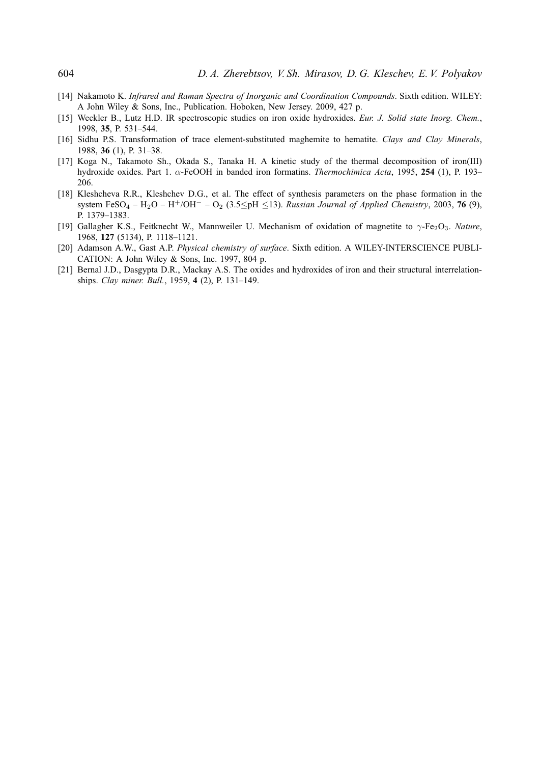[14] Nakamoto K. *Infrared and Raman Spectra of Inorganic and Coordination Compounds*. Sixth edition. WILEY: A John Wiley & Sons, Inc., Publication. Hoboken, New Jersey. 2009, 427 p.

[15] Weckler B., Lutz H.D. IR spectroscopic studies on iron oxide hydroxides. *Eur. J. Solid state Inorg. Chem.*, 1998, **35**, P. 531–544.

[16] Sidhu P.S. Transformation of trace element-substituted maghemite to hematite. *Clays and Clay Minerals*, 1988, **36** (1), P. 31–38.

[17] Koga N., Takamoto Sh., Okada S., Tanaka H. A kinetic study of the thermal decomposition of iron(III) hydroxide oxides. Part 1. $\alpha$-FeOOH in banded iron formatins. *Thermochimica Acta*, 1995, **254** (1), P. 193–206.

[18] Kleshcheva R.R., Kleshchev D.G., et al. The effect of synthesis parameters on the phase formation in the system $FeSO_4$ – $H_2O$ – $H^+/OH^-$ – $O_2$ ($3.5 \leq pH \leq 13$). *Russian Journal of Applied Chemistry*, 2003, **76** (9), P. 1379–1383.

[19] Gallagher K.S., Feitknecht W., Mannweiler U. Mechanism of oxidation of magnetite to $\gamma$-$Fe_2O_3$. *Nature*, 1968, **127** (5134), P. 1118–1121.

[20] Adamson A.W., Gast A.P. *Physical chemistry of surface*. Sixth edition. A WILEY-INTERSCIENCE PUBLICATION: A John Wiley & Sons, Inc. 1997, 804 p.

[21] Bernal J.D., Dasgypta D.R., Mackay A.S. The oxides and hydroxides of iron and their structural interrelationships. *Clay miner. Bull.*, 1959, **4** (2), P. 131–149.